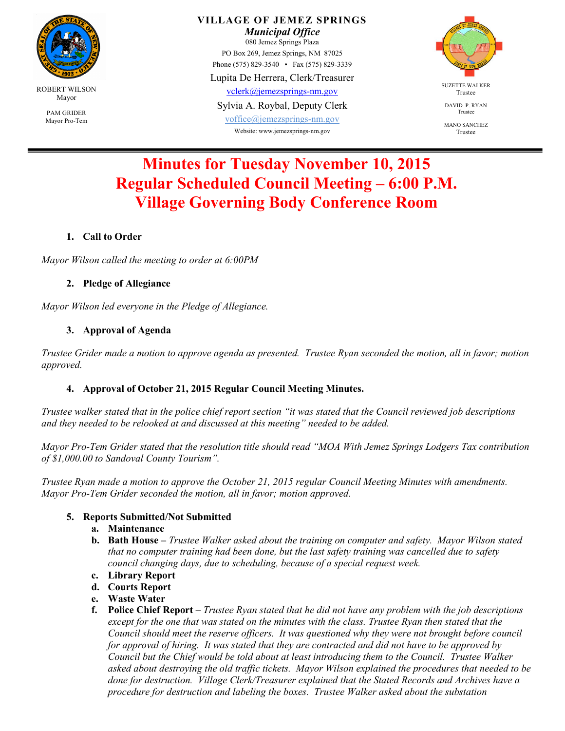ROBERT WILSON
Mayor

PAM GRIDER
Mayor Pro-Tem

**VILLAGE OF JEMEZ SPRINGS**
***Municipal Office***
080 Jemez Springs Plaza
PO Box 269, Jemez Springs, NM 87025
Phone (575) 829-3540 • Fax (575) 829-3339
Lupita De Herrera, Clerk/Treasurer
vclerk@jemezsprings-nm.gov
Sylvia A. Roybal, Deputy Clerk
voffice@jemezsprings-nm.gov
Website: www.jemezsprings-nm.gov

SUZETTE WALKER
Trustee

DAVID P. RYAN
Trustee

MANO SANCHEZ
Trustee

# Minutes for Tuesday November 10, 2015
# Regular Scheduled Council Meeting – 6:00 P.M.
# Village Governing Body Conference Room

1. **Call to Order**

*Mayor Wilson called the meeting to order at 6:00PM*

2. **Pledge of Allegiance**

*Mayor Wilson led everyone in the Pledge of Allegiance.*

3. **Approval of Agenda**

*Trustee Grider made a motion to approve agenda as presented. Trustee Ryan seconded the motion, all in favor; motion approved.*

4. **Approval of October 21, 2015 Regular Council Meeting Minutes.**

*Trustee walker stated that in the police chief report section "it was stated that the Council reviewed job descriptions and they needed to be relooked at and discussed at this meeting" needed to be added.*

*Mayor Pro-Tem Grider stated that the resolution title should read "MOA With Jemez Springs Lodgers Tax contribution of $1,000.00 to Sandoval County Tourism".*

*Trustee Ryan made a motion to approve the October 21, 2015 regular Council Meeting Minutes with amendments. Mayor Pro-Tem Grider seconded the motion, all in favor; motion approved.*

5. **Reports Submitted/Not Submitted**
   a. **Maintenance**
   b. **Bath House –** *Trustee Walker asked about the training on computer and safety. Mayor Wilson stated that no computer training had been done, but the last safety training was cancelled due to safety council changing days, due to scheduling, because of a special request week.*
   c. **Library Report**
   d. **Courts Report**
   e. **Waste Water**
   f. **Police Chief Report –** *Trustee Ryan stated that he did not have any problem with the job descriptions except for the one that was stated on the minutes with the class. Trustee Ryan then stated that the Council should meet the reserve officers. It was questioned why they were not brought before council for approval of hiring. It was stated that they are contracted and did not have to be approved by Council but the Chief would be told about at least introducing them to the Council. Trustee Walker asked about destroying the old traffic tickets. Mayor Wilson explained the procedures that needed to be done for destruction. Village Clerk/Treasurer explained that the Stated Records and Archives have a procedure for destruction and labeling the boxes. Trustee Walker asked about the substation*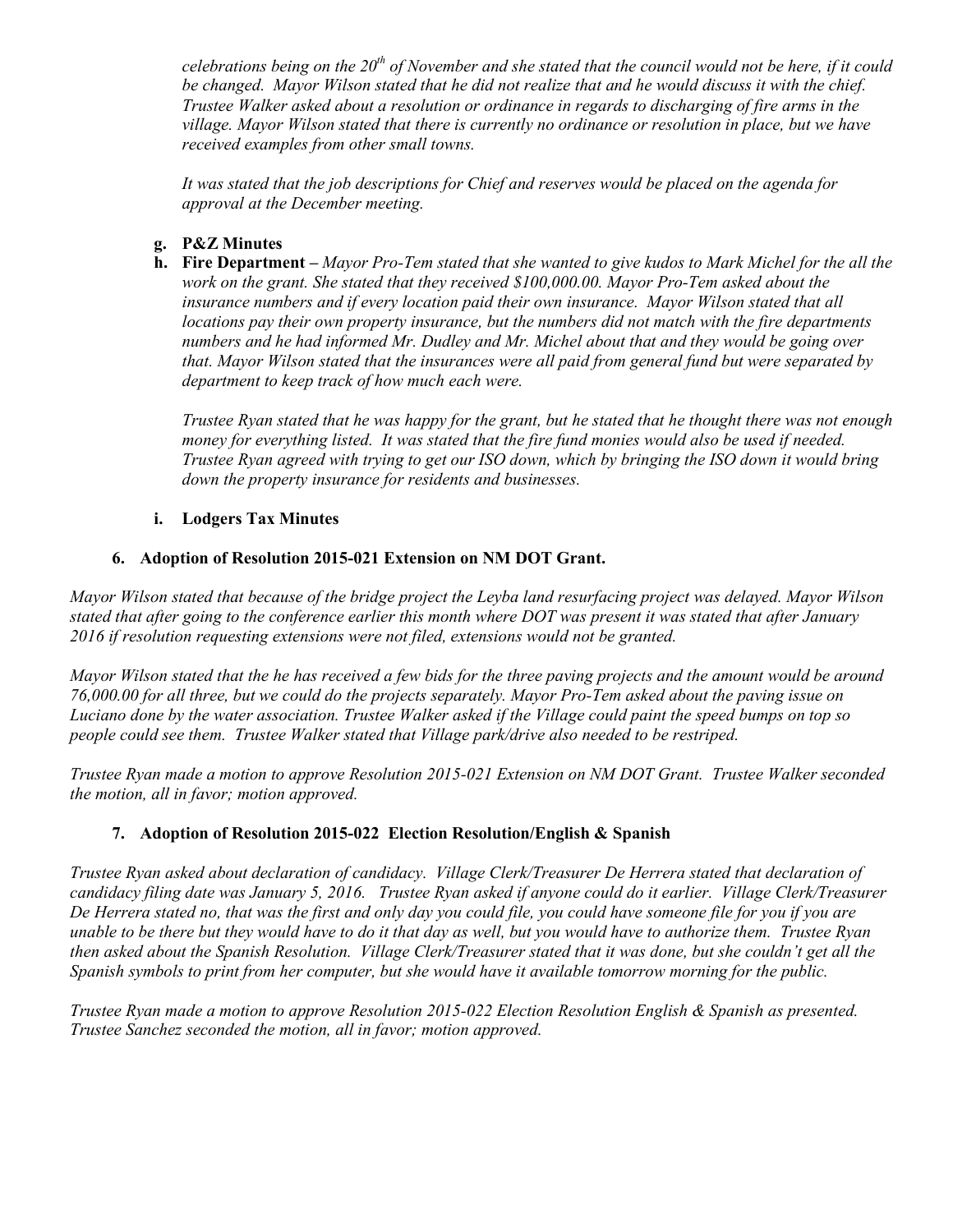*celebrations being on the 20th of November and she stated that the council would not be here, if it could be changed. Mayor Wilson stated that he did not realize that and he would discuss it with the chief. Trustee Walker asked about a resolution or ordinance in regards to discharging of fire arms in the village. Mayor Wilson stated that there is currently no ordinance or resolution in place, but we have received examples from other small towns.*

*It was stated that the job descriptions for Chief and reserves would be placed on the agenda for approval at the December meeting.*

g. **P&Z Minutes**

h. **Fire Department –** *Mayor Pro-Tem stated that she wanted to give kudos to Mark Michel for the all the work on the grant. She stated that they received $100,000.00. Mayor Pro-Tem asked about the insurance numbers and if every location paid their own insurance. Mayor Wilson stated that all locations pay their own property insurance, but the numbers did not match with the fire departments numbers and he had informed Mr. Dudley and Mr. Michel about that and they would be going over that. Mayor Wilson stated that the insurances were all paid from general fund but were separated by department to keep track of how much each were.*

*Trustee Ryan stated that he was happy for the grant, but he stated that he thought there was not enough money for everything listed. It was stated that the fire fund monies would also be used if needed. Trustee Ryan agreed with trying to get our ISO down, which by bringing the ISO down it would bring down the property insurance for residents and businesses.*

i. **Lodgers Tax Minutes**

## 6. Adoption of Resolution 2015-021 Extension on NM DOT Grant.

*Mayor Wilson stated that because of the bridge project the Leyba land resurfacing project was delayed. Mayor Wilson stated that after going to the conference earlier this month where DOT was present it was stated that after January 2016 if resolution requesting extensions were not filed, extensions would not be granted.*

*Mayor Wilson stated that the he has received a few bids for the three paving projects and the amount would be around 76,000.00 for all three, but we could do the projects separately. Mayor Pro-Tem asked about the paving issue on Luciano done by the water association. Trustee Walker asked if the Village could paint the speed bumps on top so people could see them. Trustee Walker stated that Village park/drive also needed to be restriped.*

*Trustee Ryan made a motion to approve Resolution 2015-021 Extension on NM DOT Grant. Trustee Walker seconded the motion, all in favor; motion approved.*

## 7. Adoption of Resolution 2015-022 Election Resolution/English & Spanish

*Trustee Ryan asked about declaration of candidacy. Village Clerk/Treasurer De Herrera stated that declaration of candidacy filing date was January 5, 2016. Trustee Ryan asked if anyone could do it earlier. Village Clerk/Treasurer De Herrera stated no, that was the first and only day you could file, you could have someone file for you if you are unable to be there but they would have to do it that day as well, but you would have to authorize them. Trustee Ryan then asked about the Spanish Resolution. Village Clerk/Treasurer stated that it was done, but she couldn't get all the Spanish symbols to print from her computer, but she would have it available tomorrow morning for the public.*

*Trustee Ryan made a motion to approve Resolution 2015-022 Election Resolution English & Spanish as presented. Trustee Sanchez seconded the motion, all in favor; motion approved.*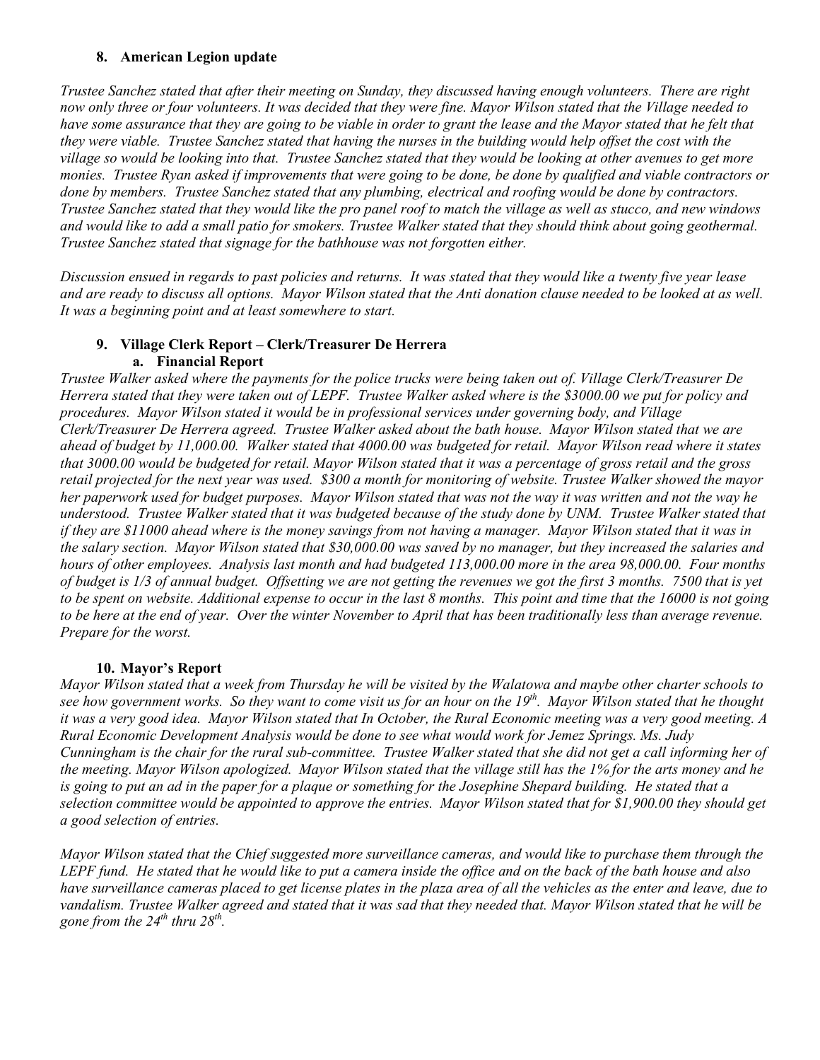### **8. American Legion update**

*Trustee Sanchez stated that after their meeting on Sunday, they discussed having enough volunteers. There are right now only three or four volunteers. It was decided that they were fine. Mayor Wilson stated that the Village needed to have some assurance that they are going to be viable in order to grant the lease and the Mayor stated that he felt that they were viable. Trustee Sanchez stated that having the nurses in the building would help offset the cost with the village so would be looking into that. Trustee Sanchez stated that they would be looking at other avenues to get more monies. Trustee Ryan asked if improvements that were going to be done, be done by qualified and viable contractors or done by members. Trustee Sanchez stated that any plumbing, electrical and roofing would be done by contractors. Trustee Sanchez stated that they would like the pro panel roof to match the village as well as stucco, and new windows and would like to add a small patio for smokers. Trustee Walker stated that they should think about going geothermal. Trustee Sanchez stated that signage for the bathhouse was not forgotten either.*

*Discussion ensued in regards to past policies and returns. It was stated that they would like a twenty five year lease and are ready to discuss all options. Mayor Wilson stated that the Anti donation clause needed to be looked at as well. It was a beginning point and at least somewhere to start.*

### **9. Village Clerk Report – Clerk/Treasurer De Herrera**

**a. Financial Report**

*Trustee Walker asked where the payments for the police trucks were being taken out of. Village Clerk/Treasurer De Herrera stated that they were taken out of LEPF. Trustee Walker asked where is the $3000.00 we put for policy and procedures. Mayor Wilson stated it would be in professional services under governing body, and Village Clerk/Treasurer De Herrera agreed. Trustee Walker asked about the bath house. Mayor Wilson stated that we are ahead of budget by 11,000.00. Walker stated that 4000.00 was budgeted for retail. Mayor Wilson read where it states that 3000.00 would be budgeted for retail. Mayor Wilson stated that it was a percentage of gross retail and the gross retail projected for the next year was used. $300 a month for monitoring of website. Trustee Walker showed the mayor her paperwork used for budget purposes. Mayor Wilson stated that was not the way it was written and not the way he understood. Trustee Walker stated that it was budgeted because of the study done by UNM. Trustee Walker stated that if they are $11000 ahead where is the money savings from not having a manager. Mayor Wilson stated that it was in the salary section. Mayor Wilson stated that $30,000.00 was saved by no manager, but they increased the salaries and hours of other employees. Analysis last month and had budgeted 113,000.00 more in the area 98,000.00. Four months of budget is 1/3 of annual budget. Offsetting we are not getting the revenues we got the first 3 months. 7500 that is yet to be spent on website. Additional expense to occur in the last 8 months. This point and time that the 16000 is not going to be here at the end of year. Over the winter November to April that has been traditionally less than average revenue. Prepare for the worst.*

### **10. Mayor's Report**

*Mayor Wilson stated that a week from Thursday he will be visited by the Walatowa and maybe other charter schools to see how government works. So they want to come visit us for an hour on the 19th. Mayor Wilson stated that he thought it was a very good idea. Mayor Wilson stated that In October, the Rural Economic meeting was a very good meeting. A Rural Economic Development Analysis would be done to see what would work for Jemez Springs. Ms. Judy Cunningham is the chair for the rural sub-committee. Trustee Walker stated that she did not get a call informing her of the meeting. Mayor Wilson apologized. Mayor Wilson stated that the village still has the 1% for the arts money and he is going to put an ad in the paper for a plaque or something for the Josephine Shepard building. He stated that a selection committee would be appointed to approve the entries. Mayor Wilson stated that for $1,900.00 they should get a good selection of entries.*

*Mayor Wilson stated that the Chief suggested more surveillance cameras, and would like to purchase them through the LEPF fund. He stated that he would like to put a camera inside the office and on the back of the bath house and also have surveillance cameras placed to get license plates in the plaza area of all the vehicles as the enter and leave, due to vandalism. Trustee Walker agreed and stated that it was sad that they needed that. Mayor Wilson stated that he will be gone from the 24th thru 28th.*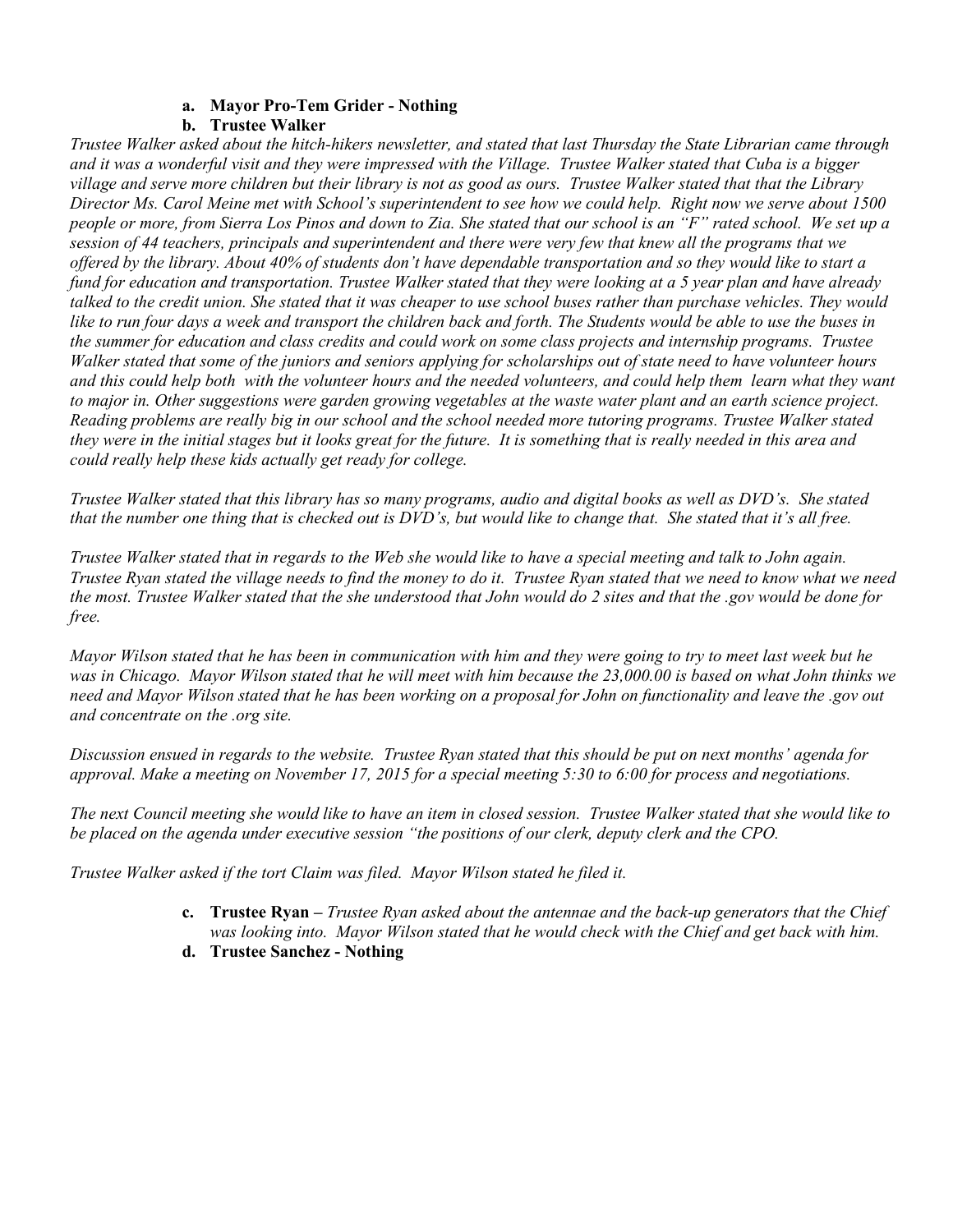a. **Mayor Pro-Tem Grider - Nothing**

b. **Trustee Walker**

*Trustee Walker asked about the hitch-hikers newsletter, and stated that last Thursday the State Librarian came through and it was a wonderful visit and they were impressed with the Village. Trustee Walker stated that Cuba is a bigger village and serve more children but their library is not as good as ours. Trustee Walker stated that that the Library Director Ms. Carol Meine met with School's superintendent to see how we could help. Right now we serve about 1500 people or more, from Sierra Los Pinos and down to Zia. She stated that our school is an "F" rated school. We set up a session of 44 teachers, principals and superintendent and there were very few that knew all the programs that we offered by the library. About 40% of students don't have dependable transportation and so they would like to start a fund for education and transportation. Trustee Walker stated that they were looking at a 5 year plan and have already talked to the credit union. She stated that it was cheaper to use school buses rather than purchase vehicles. They would like to run four days a week and transport the children back and forth. The Students would be able to use the buses in the summer for education and class credits and could work on some class projects and internship programs. Trustee Walker stated that some of the juniors and seniors applying for scholarships out of state need to have volunteer hours and this could help both with the volunteer hours and the needed volunteers, and could help them learn what they want to major in. Other suggestions were garden growing vegetables at the waste water plant and an earth science project. Reading problems are really big in our school and the school needed more tutoring programs. Trustee Walker stated they were in the initial stages but it looks great for the future. It is something that is really needed in this area and could really help these kids actually get ready for college.*

*Trustee Walker stated that this library has so many programs, audio and digital books as well as DVD's. She stated that the number one thing that is checked out is DVD's, but would like to change that. She stated that it's all free.*

*Trustee Walker stated that in regards to the Web she would like to have a special meeting and talk to John again. Trustee Ryan stated the village needs to find the money to do it. Trustee Ryan stated that we need to know what we need the most. Trustee Walker stated that the she understood that John would do 2 sites and that the .gov would be done for free.*

*Mayor Wilson stated that he has been in communication with him and they were going to try to meet last week but he was in Chicago. Mayor Wilson stated that he will meet with him because the 23,000.00 is based on what John thinks we need and Mayor Wilson stated that he has been working on a proposal for John on functionality and leave the .gov out and concentrate on the .org site.*

*Discussion ensued in regards to the website. Trustee Ryan stated that this should be put on next months' agenda for approval. Make a meeting on November 17, 2015 for a special meeting 5:30 to 6:00 for process and negotiations.*

*The next Council meeting she would like to have an item in closed session. Trustee Walker stated that she would like to be placed on the agenda under executive session "the positions of our clerk, deputy clerk and the CPO.*

*Trustee Walker asked if the tort Claim was filed. Mayor Wilson stated he filed it.*

c. **Trustee Ryan –** *Trustee Ryan asked about the antennae and the back-up generators that the Chief was looking into. Mayor Wilson stated that he would check with the Chief and get back with him.*

d. **Trustee Sanchez - Nothing**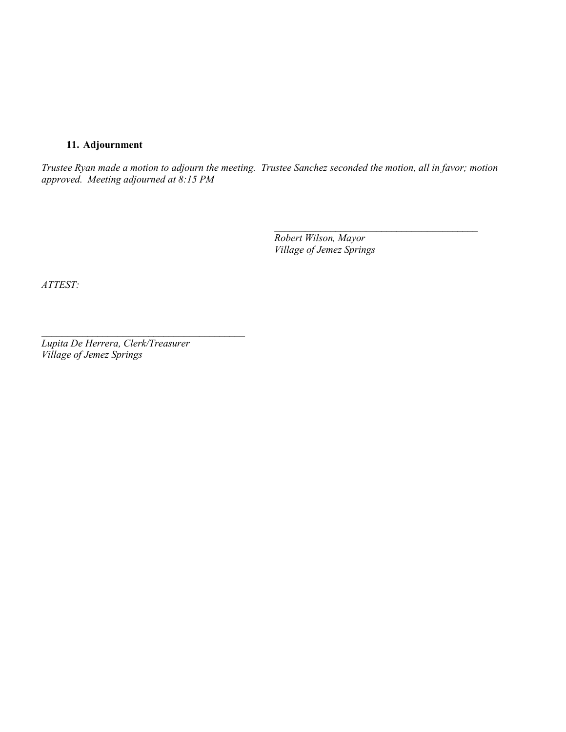## 11. Adjournment

*Trustee Ryan made a motion to adjourn the meeting. Trustee Sanchez seconded the motion, all in favor; motion approved. Meeting adjourned at 8:15 PM*

\_\_\_\_\_\_\_\_\_\_\_\_\_\_\_\_\_\_\_\_\_\_\_\_\_\_\_\_\_\_\_\_\_\_\_\_\_\_\_\_\_\_

*Robert Wilson, Mayor*
*Village of Jemez Springs*

*ATTEST:*

\_\_\_\_\_\_\_\_\_\_\_\_\_\_\_\_\_\_\_\_\_\_\_\_\_\_\_\_\_\_\_\_\_\_\_\_\_\_\_\_\_\_

*Lupita De Herrera, Clerk/Treasurer*
*Village of Jemez Springs*